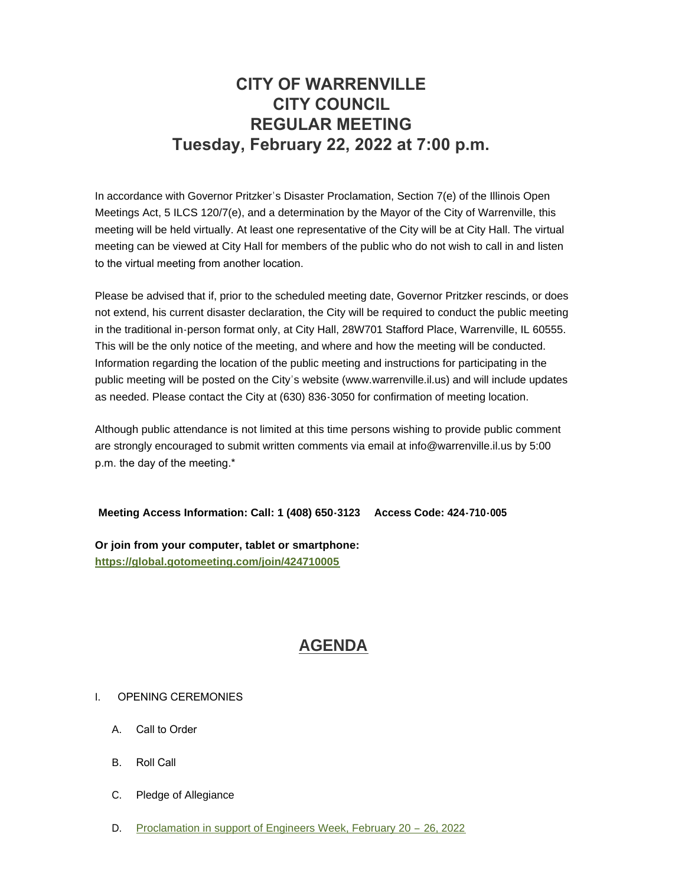# CITY OF WARRENVILLE
# CITY COUNCIL
# REGULAR MEETING
# Tuesday, February 22, 2022 at 7:00 p.m.

In accordance with Governor Pritzker's Disaster Proclamation, Section 7(e) of the Illinois Open Meetings Act, 5 ILCS 120/7(e), and a determination by the Mayor of the City of Warrenville, this meeting will be held virtually. At least one representative of the City will be at City Hall. The virtual meeting can be viewed at City Hall for members of the public who do not wish to call in and listen to the virtual meeting from another location.

Please be advised that if, prior to the scheduled meeting date, Governor Pritzker rescinds, or does not extend, his current disaster declaration, the City will be required to conduct the public meeting in the traditional in-person format only, at City Hall, 28W701 Stafford Place, Warrenville, IL 60555. This will be the only notice of the meeting, and where and how the meeting will be conducted. Information regarding the location of the public meeting and instructions for participating in the public meeting will be posted on the City's website (www.warrenville.il.us) and will include updates as needed. Please contact the City at (630) 836-3050 for confirmation of meeting location.

Although public attendance is not limited at this time persons wishing to provide public comment are strongly encouraged to submit written comments via email at info@warrenville.il.us by 5:00 p.m. the day of the meeting.*

**Meeting Access Information: Call: 1 (408) 650-3123 Access Code: 424-710-005**

**Or join from your computer, tablet or smartphone:**
**https://global.gotomeeting.com/join/424710005**

## AGENDA

I. OPENING CEREMONIES

A. Call to Order

B. Roll Call

C. Pledge of Allegiance

D. Proclamation in support of Engineers Week, February 20 – 26, 2022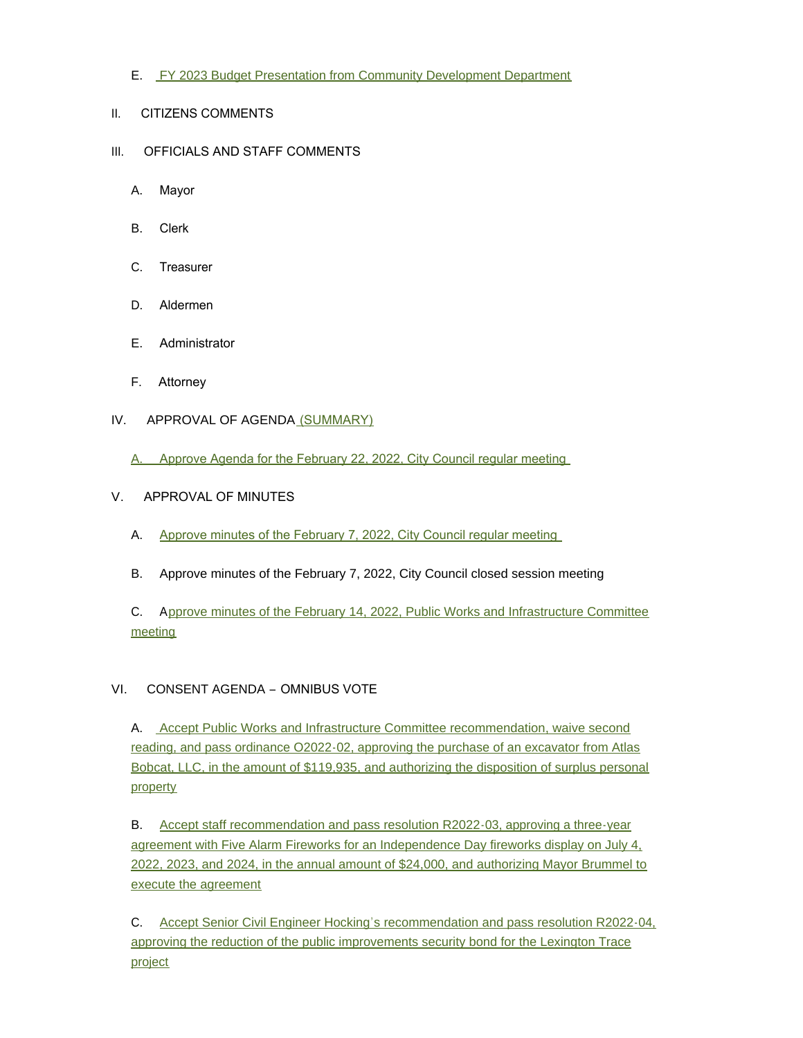E. FY 2023 Budget Presentation from Community Development Department

II. CITIZENS COMMENTS

III. OFFICIALS AND STAFF COMMENTS

A. Mayor

B. Clerk

C. Treasurer

D. Aldermen

E. Administrator

F. Attorney

IV. APPROVAL OF AGENDA (SUMMARY)

A. Approve Agenda for the February 22, 2022, City Council regular meeting

V. APPROVAL OF MINUTES

A. Approve minutes of the February 7, 2022, City Council regular meeting

B. Approve minutes of the February 7, 2022, City Council closed session meeting

C. Approve minutes of the February 14, 2022, Public Works and Infrastructure Committee meeting

VI. CONSENT AGENDA – OMNIBUS VOTE

A. Accept Public Works and Infrastructure Committee recommendation, waive second reading, and pass ordinance O2022-02, approving the purchase of an excavator from Atlas Bobcat, LLC, in the amount of $119,935, and authorizing the disposition of surplus personal property

B. Accept staff recommendation and pass resolution R2022-03, approving a three-year agreement with Five Alarm Fireworks for an Independence Day fireworks display on July 4, 2022, 2023, and 2024, in the annual amount of $24,000, and authorizing Mayor Brummel to execute the agreement

C. Accept Senior Civil Engineer Hocking's recommendation and pass resolution R2022-04, approving the reduction of the public improvements security bond for the Lexington Trace project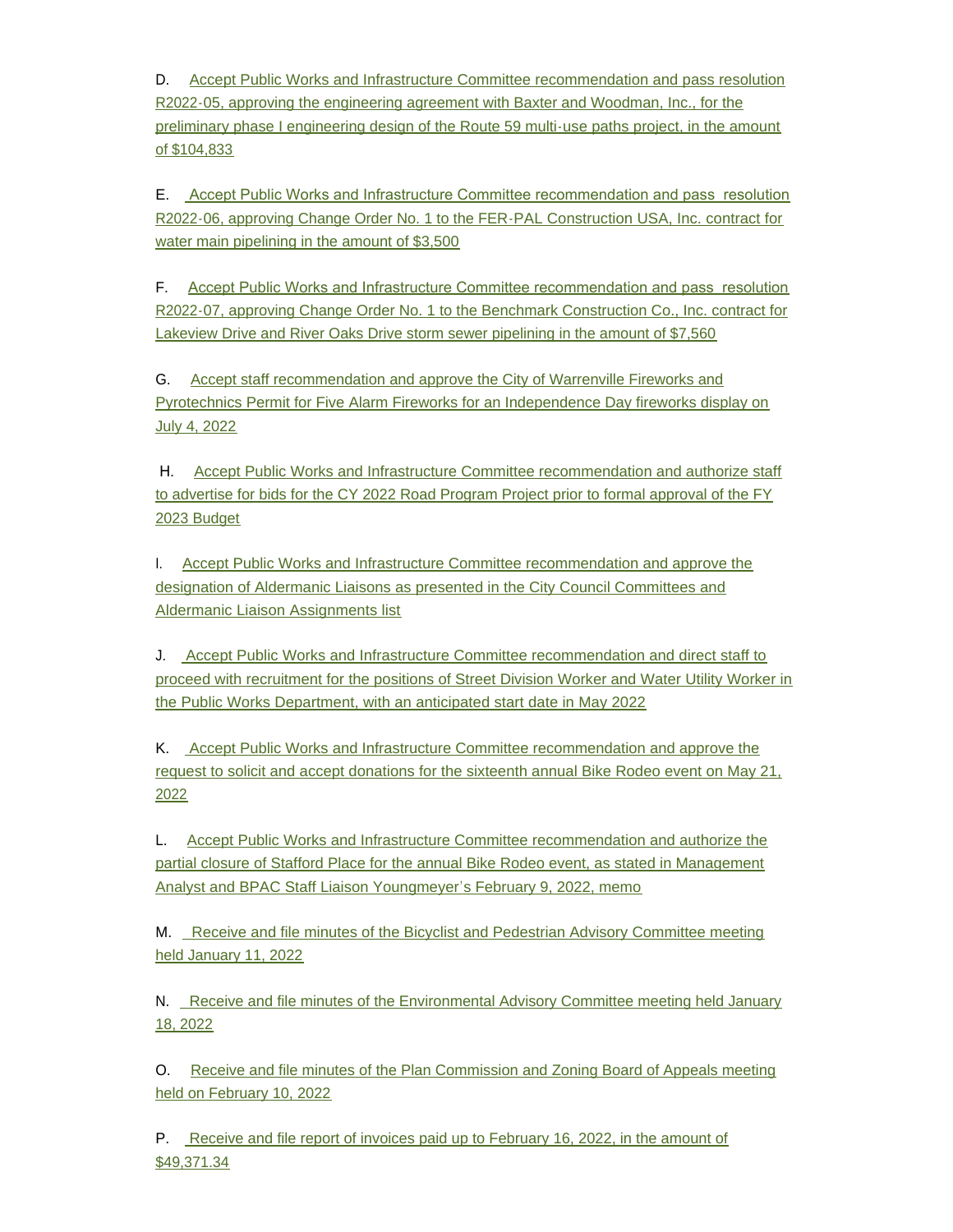D. Accept Public Works and Infrastructure Committee recommendation and pass resolution R2022-05, approving the engineering agreement with Baxter and Woodman, Inc., for the preliminary phase I engineering design of the Route 59 multi-use paths project, in the amount of $104,833

E. Accept Public Works and Infrastructure Committee recommendation and pass resolution R2022-06, approving Change Order No. 1 to the FER-PAL Construction USA, Inc. contract for water main pipelining in the amount of $3,500

F. Accept Public Works and Infrastructure Committee recommendation and pass resolution R2022-07, approving Change Order No. 1 to the Benchmark Construction Co., Inc. contract for Lakeview Drive and River Oaks Drive storm sewer pipelining in the amount of $7,560

G. Accept staff recommendation and approve the City of Warrenville Fireworks and Pyrotechnics Permit for Five Alarm Fireworks for an Independence Day fireworks display on July 4, 2022

H. Accept Public Works and Infrastructure Committee recommendation and authorize staff to advertise for bids for the CY 2022 Road Program Project prior to formal approval of the FY 2023 Budget

I. Accept Public Works and Infrastructure Committee recommendation and approve the designation of Aldermanic Liaisons as presented in the City Council Committees and Aldermanic Liaison Assignments list

J. Accept Public Works and Infrastructure Committee recommendation and direct staff to proceed with recruitment for the positions of Street Division Worker and Water Utility Worker in the Public Works Department, with an anticipated start date in May 2022

K. Accept Public Works and Infrastructure Committee recommendation and approve the request to solicit and accept donations for the sixteenth annual Bike Rodeo event on May 21, 2022

L. Accept Public Works and Infrastructure Committee recommendation and authorize the partial closure of Stafford Place for the annual Bike Rodeo event, as stated in Management Analyst and BPAC Staff Liaison Youngmeyer's February 9, 2022, memo

M. Receive and file minutes of the Bicyclist and Pedestrian Advisory Committee meeting held January 11, 2022

N. Receive and file minutes of the Environmental Advisory Committee meeting held January 18, 2022

O. Receive and file minutes of the Plan Commission and Zoning Board of Appeals meeting held on February 10, 2022

P. Receive and file report of invoices paid up to February 16, 2022, in the amount of $49,371.34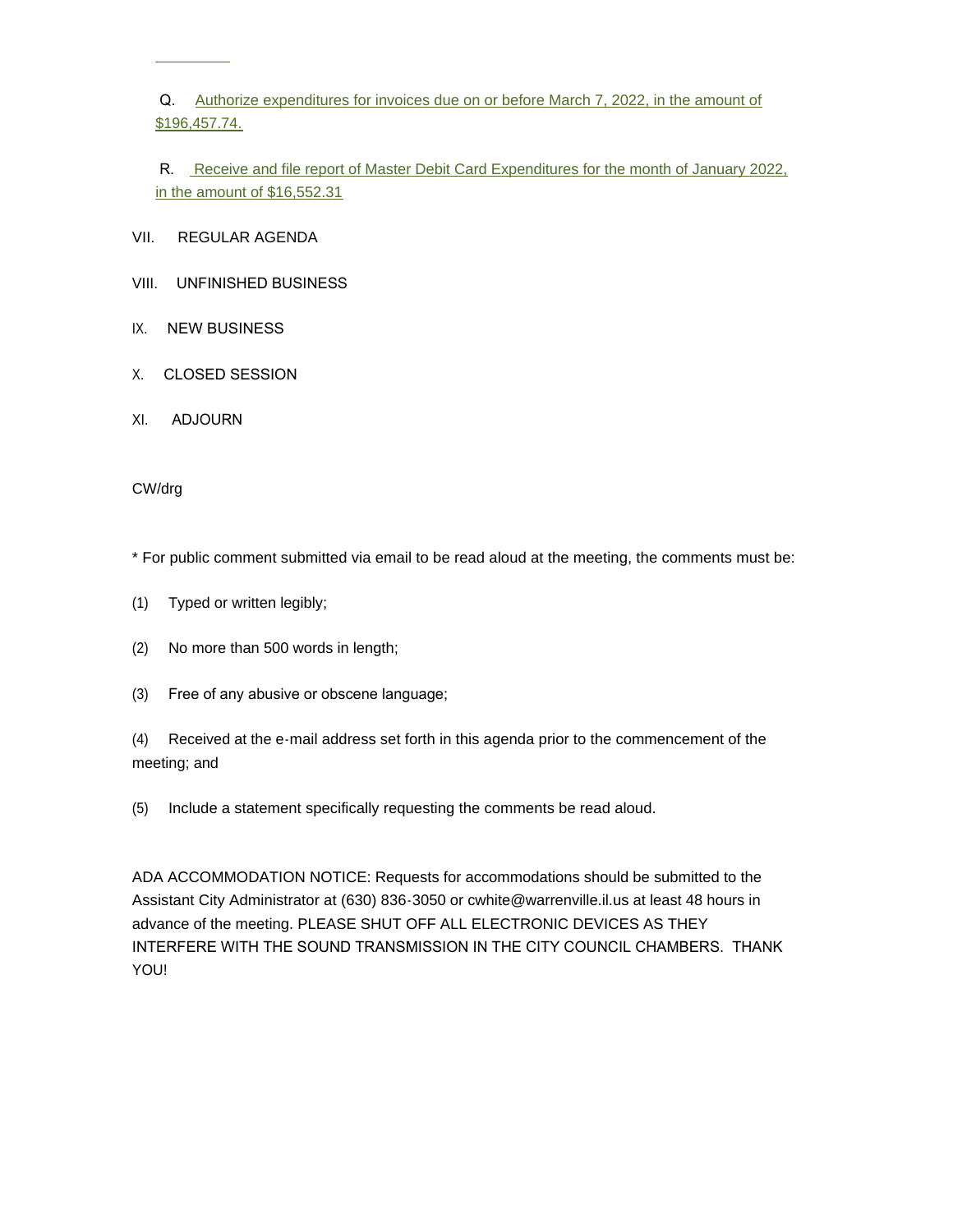Q. Authorize expenditures for invoices due on or before March 7, 2022, in the amount of $196,457.74.

R. Receive and file report of Master Debit Card Expenditures for the month of January 2022, in the amount of $16,552.31

VII. REGULAR AGENDA

VIII. UNFINISHED BUSINESS

IX. NEW BUSINESS

X. CLOSED SESSION

XI. ADJOURN

CW/drg

* For public comment submitted via email to be read aloud at the meeting, the comments must be:

(1) Typed or written legibly;

(2) No more than 500 words in length;

(3) Free of any abusive or obscene language;

(4) Received at the e-mail address set forth in this agenda prior to the commencement of the meeting; and

(5) Include a statement specifically requesting the comments be read aloud.

ADA ACCOMMODATION NOTICE: Requests for accommodations should be submitted to the Assistant City Administrator at (630) 836-3050 or cwhite@warrenville.il.us at least 48 hours in advance of the meeting. PLEASE SHUT OFF ALL ELECTRONIC DEVICES AS THEY INTERFERE WITH THE SOUND TRANSMISSION IN THE CITY COUNCIL CHAMBERS. THANK YOU!